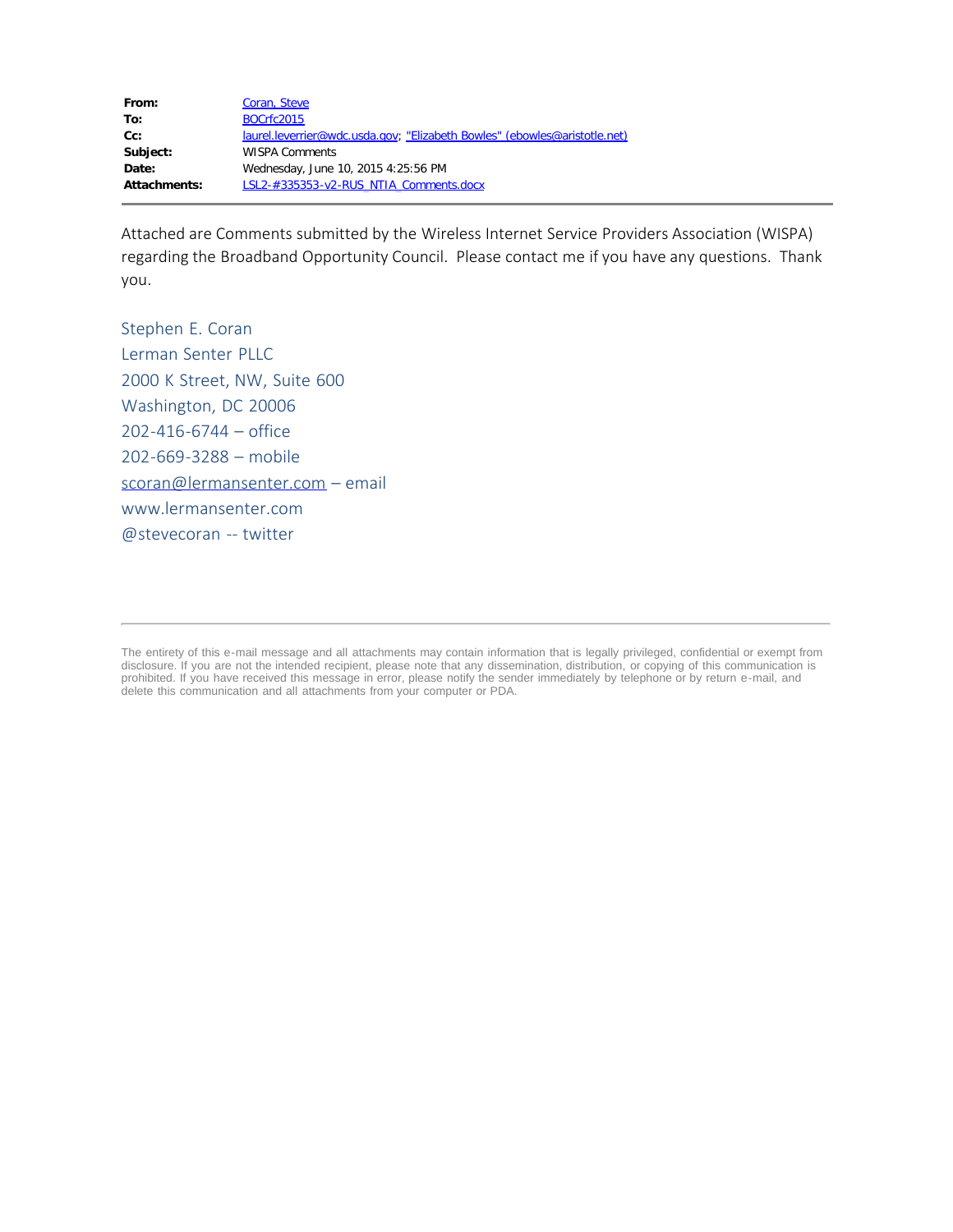| | |
|---|---|
| **From:** | Coran, Steve |
| **To:** | BOCrfc2015 |
| **Cc:** | laurel.leverrier@wdc.usda.gov; "Elizabeth Bowles" (ebowles@aristotle.net) |
| **Subject:** | WISPA Comments |
| **Date:** | Wednesday, June 10, 2015 4:25:56 PM |
| **Attachments:** | LSL2-#335353-v2-RUS_NTIA_Comments.docx |

Attached are Comments submitted by the Wireless Internet Service Providers Association (WISPA) regarding the Broadband Opportunity Council. Please contact me if you have any questions. Thank you.

Stephen E. Coran
Lerman Senter PLLC
2000 K Street, NW, Suite 600
Washington, DC 20006
202-416-6744 – office
202-669-3288 – mobile
scoran@lermansenter.com – email
www.lermansenter.com
@stevecoran -- twitter

---

The entirety of this e-mail message and all attachments may contain information that is legally privileged, confidential or exempt from disclosure. If you are not the intended recipient, please note that any dissemination, distribution, or copying of this communication is prohibited. If you have received this message in error, please notify the sender immediately by telephone or by return e-mail, and delete this communication and all attachments from your computer or PDA.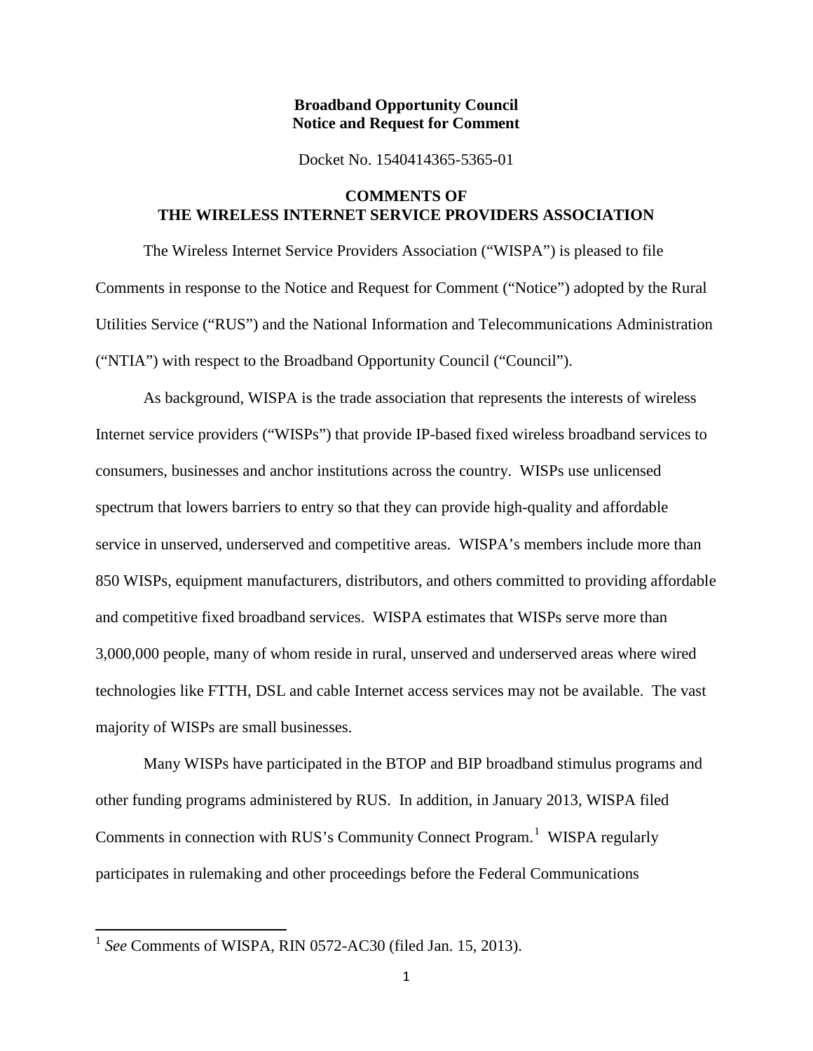**Broadband Opportunity Council**
**Notice and Request for Comment**

Docket No. 1540414365-5365-01

**COMMENTS OF**
**THE WIRELESS INTERNET SERVICE PROVIDERS ASSOCIATION**

The Wireless Internet Service Providers Association ("WISPA") is pleased to file Comments in response to the Notice and Request for Comment ("Notice") adopted by the Rural Utilities Service ("RUS") and the National Information and Telecommunications Administration ("NTIA") with respect to the Broadband Opportunity Council ("Council").

As background, WISPA is the trade association that represents the interests of wireless Internet service providers ("WISPs") that provide IP-based fixed wireless broadband services to consumers, businesses and anchor institutions across the country. WISPs use unlicensed spectrum that lowers barriers to entry so that they can provide high-quality and affordable service in unserved, underserved and competitive areas. WISPA's members include more than 850 WISPs, equipment manufacturers, distributors, and others committed to providing affordable and competitive fixed broadband services. WISPA estimates that WISPs serve more than 3,000,000 people, many of whom reside in rural, unserved and underserved areas where wired technologies like FTTH, DSL and cable Internet access services may not be available. The vast majority of WISPs are small businesses.

Many WISPs have participated in the BTOP and BIP broadband stimulus programs and other funding programs administered by RUS. In addition, in January 2013, WISPA filed Comments in connection with RUS's Community Connect Program.[1] WISPA regularly participates in rulemaking and other proceedings before the Federal Communications

[1] *See* Comments of WISPA, RIN 0572-AC30 (filed Jan. 15, 2013).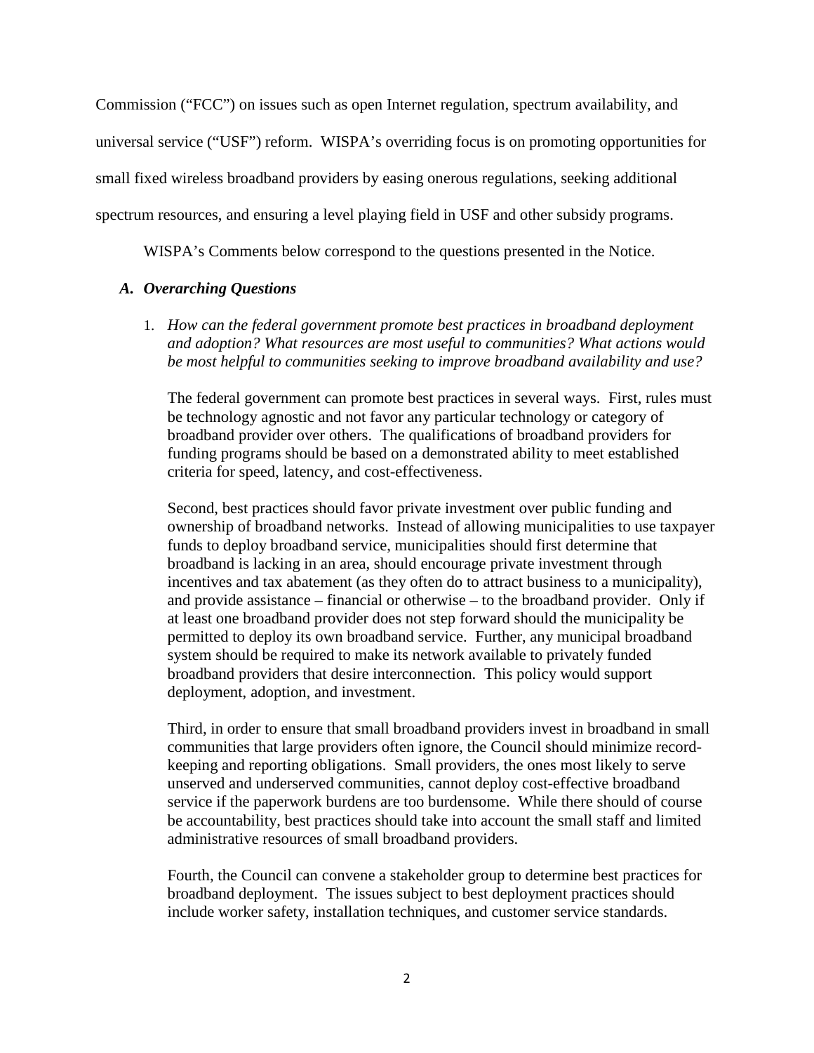Commission ("FCC") on issues such as open Internet regulation, spectrum availability, and universal service ("USF") reform. WISPA's overriding focus is on promoting opportunities for small fixed wireless broadband providers by easing onerous regulations, seeking additional spectrum resources, and ensuring a level playing field in USF and other subsidy programs.

WISPA's Comments below correspond to the questions presented in the Notice.

### *A. Overarching Questions*

1. *How can the federal government promote best practices in broadband deployment and adoption? What resources are most useful to communities? What actions would be most helpful to communities seeking to improve broadband availability and use?*

   The federal government can promote best practices in several ways. First, rules must be technology agnostic and not favor any particular technology or category of broadband provider over others. The qualifications of broadband providers for funding programs should be based on a demonstrated ability to meet established criteria for speed, latency, and cost-effectiveness.

   Second, best practices should favor private investment over public funding and ownership of broadband networks. Instead of allowing municipalities to use taxpayer funds to deploy broadband service, municipalities should first determine that broadband is lacking in an area, should encourage private investment through incentives and tax abatement (as they often do to attract business to a municipality), and provide assistance – financial or otherwise – to the broadband provider. Only if at least one broadband provider does not step forward should the municipality be permitted to deploy its own broadband service. Further, any municipal broadband system should be required to make its network available to privately funded broadband providers that desire interconnection. This policy would support deployment, adoption, and investment.

   Third, in order to ensure that small broadband providers invest in broadband in small communities that large providers often ignore, the Council should minimize record-keeping and reporting obligations. Small providers, the ones most likely to serve unserved and underserved communities, cannot deploy cost-effective broadband service if the paperwork burdens are too burdensome. While there should of course be accountability, best practices should take into account the small staff and limited administrative resources of small broadband providers.

   Fourth, the Council can convene a stakeholder group to determine best practices for broadband deployment. The issues subject to best deployment practices should include worker safety, installation techniques, and customer service standards.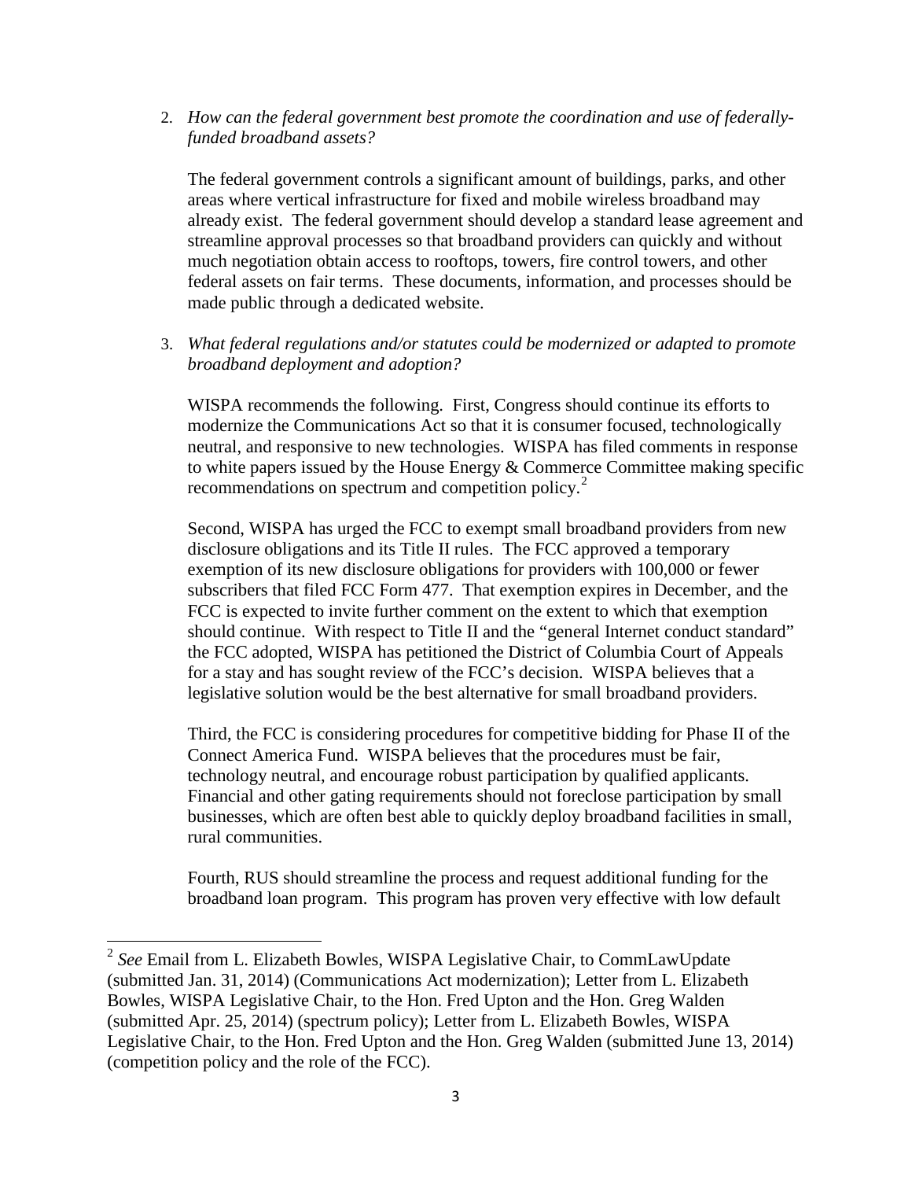2. *How can the federal government best promote the coordination and use of federally-funded broadband assets?*

   The federal government controls a significant amount of buildings, parks, and other areas where vertical infrastructure for fixed and mobile wireless broadband may already exist. The federal government should develop a standard lease agreement and streamline approval processes so that broadband providers can quickly and without much negotiation obtain access to rooftops, towers, fire control towers, and other federal assets on fair terms. These documents, information, and processes should be made public through a dedicated website.

3. *What federal regulations and/or statutes could be modernized or adapted to promote broadband deployment and adoption?*

   WISPA recommends the following. First, Congress should continue its efforts to modernize the Communications Act so that it is consumer focused, technologically neutral, and responsive to new technologies. WISPA has filed comments in response to white papers issued by the House Energy & Commerce Committee making specific recommendations on spectrum and competition policy.[2]

   Second, WISPA has urged the FCC to exempt small broadband providers from new disclosure obligations and its Title II rules. The FCC approved a temporary exemption of its new disclosure obligations for providers with 100,000 or fewer subscribers that filed FCC Form 477. That exemption expires in December, and the FCC is expected to invite further comment on the extent to which that exemption should continue. With respect to Title II and the "general Internet conduct standard" the FCC adopted, WISPA has petitioned the District of Columbia Court of Appeals for a stay and has sought review of the FCC's decision. WISPA believes that a legislative solution would be the best alternative for small broadband providers.

   Third, the FCC is considering procedures for competitive bidding for Phase II of the Connect America Fund. WISPA believes that the procedures must be fair, technology neutral, and encourage robust participation by qualified applicants. Financial and other gating requirements should not foreclose participation by small businesses, which are often best able to quickly deploy broadband facilities in small, rural communities.

   Fourth, RUS should streamline the process and request additional funding for the broadband loan program. This program has proven very effective with low default

---

[2] *See* Email from L. Elizabeth Bowles, WISPA Legislative Chair, to CommLawUpdate (submitted Jan. 31, 2014) (Communications Act modernization); Letter from L. Elizabeth Bowles, WISPA Legislative Chair, to the Hon. Fred Upton and the Hon. Greg Walden (submitted Apr. 25, 2014) (spectrum policy); Letter from L. Elizabeth Bowles, WISPA Legislative Chair, to the Hon. Fred Upton and the Hon. Greg Walden (submitted June 13, 2014) (competition policy and the role of the FCC).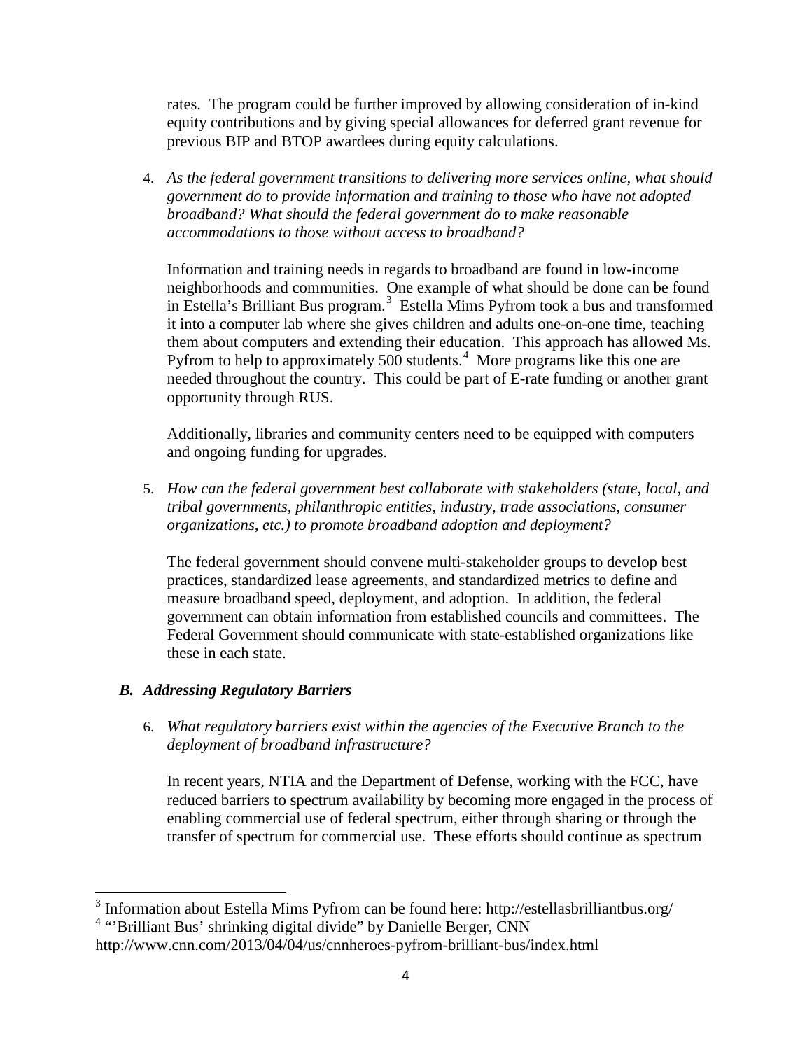rates. The program could be further improved by allowing consideration of in-kind equity contributions and by giving special allowances for deferred grant revenue for previous BIP and BTOP awardees during equity calculations.

4. *As the federal government transitions to delivering more services online, what should government do to provide information and training to those who have not adopted broadband? What should the federal government do to make reasonable accommodations to those without access to broadband?*

   Information and training needs in regards to broadband are found in low-income neighborhoods and communities. One example of what should be done can be found in Estella's Brilliant Bus program.[3] Estella Mims Pyfrom took a bus and transformed it into a computer lab where she gives children and adults one-on-one time, teaching them about computers and extending their education. This approach has allowed Ms. Pyfrom to help to approximately 500 students.[4] More programs like this one are needed throughout the country. This could be part of E-rate funding or another grant opportunity through RUS.

   Additionally, libraries and community centers need to be equipped with computers and ongoing funding for upgrades.

5. *How can the federal government best collaborate with stakeholders (state, local, and tribal governments, philanthropic entities, industry, trade associations, consumer organizations, etc.) to promote broadband adoption and deployment?*

   The federal government should convene multi-stakeholder groups to develop best practices, standardized lease agreements, and standardized metrics to define and measure broadband speed, deployment, and adoption. In addition, the federal government can obtain information from established councils and committees. The Federal Government should communicate with state-established organizations like these in each state.

### *B. Addressing Regulatory Barriers*

6. *What regulatory barriers exist within the agencies of the Executive Branch to the deployment of broadband infrastructure?*

   In recent years, NTIA and the Department of Defense, working with the FCC, have reduced barriers to spectrum availability by becoming more engaged in the process of enabling commercial use of federal spectrum, either through sharing or through the transfer of spectrum for commercial use. These efforts should continue as spectrum

---

[3] Information about Estella Mims Pyfrom can be found here: http://estellasbrilliantbus.org/

[4] "'Brilliant Bus' shrinking digital divide" by Danielle Berger, CNN http://www.cnn.com/2013/04/04/us/cnnheroes-pyfrom-brilliant-bus/index.html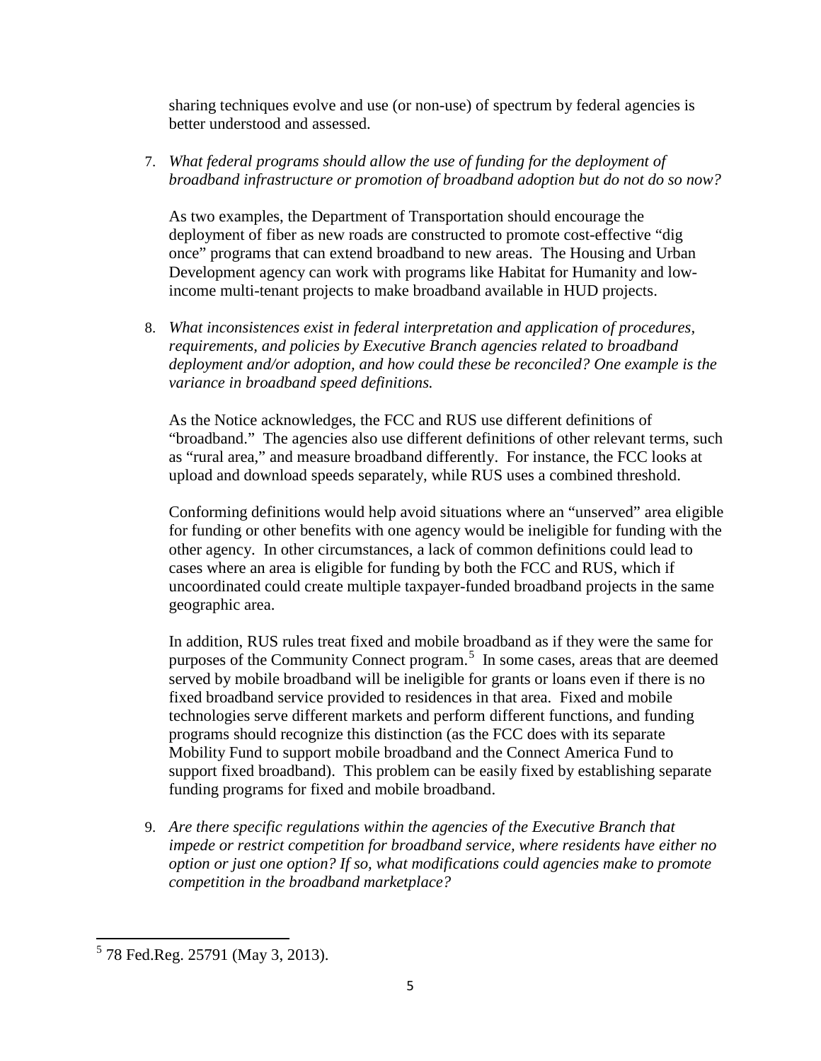sharing techniques evolve and use (or non-use) of spectrum by federal agencies is better understood and assessed.

7. *What federal programs should allow the use of funding for the deployment of broadband infrastructure or promotion of broadband adoption but do not do so now?*

   As two examples, the Department of Transportation should encourage the deployment of fiber as new roads are constructed to promote cost-effective "dig once" programs that can extend broadband to new areas. The Housing and Urban Development agency can work with programs like Habitat for Humanity and low-income multi-tenant projects to make broadband available in HUD projects.

8. *What inconsistences exist in federal interpretation and application of procedures, requirements, and policies by Executive Branch agencies related to broadband deployment and/or adoption, and how could these be reconciled? One example is the variance in broadband speed definitions.*

   As the Notice acknowledges, the FCC and RUS use different definitions of "broadband." The agencies also use different definitions of other relevant terms, such as "rural area," and measure broadband differently. For instance, the FCC looks at upload and download speeds separately, while RUS uses a combined threshold.

   Conforming definitions would help avoid situations where an "unserved" area eligible for funding or other benefits with one agency would be ineligible for funding with the other agency. In other circumstances, a lack of common definitions could lead to cases where an area is eligible for funding by both the FCC and RUS, which if uncoordinated could create multiple taxpayer-funded broadband projects in the same geographic area.

   In addition, RUS rules treat fixed and mobile broadband as if they were the same for purposes of the Community Connect program.[5] In some cases, areas that are deemed served by mobile broadband will be ineligible for grants or loans even if there is no fixed broadband service provided to residences in that area. Fixed and mobile technologies serve different markets and perform different functions, and funding programs should recognize this distinction (as the FCC does with its separate Mobility Fund to support mobile broadband and the Connect America Fund to support fixed broadband). This problem can be easily fixed by establishing separate funding programs for fixed and mobile broadband.

9. *Are there specific regulations within the agencies of the Executive Branch that impede or restrict competition for broadband service, where residents have either no option or just one option? If so, what modifications could agencies make to promote competition in the broadband marketplace?*

---

[5] 78 Fed.Reg. 25791 (May 3, 2013).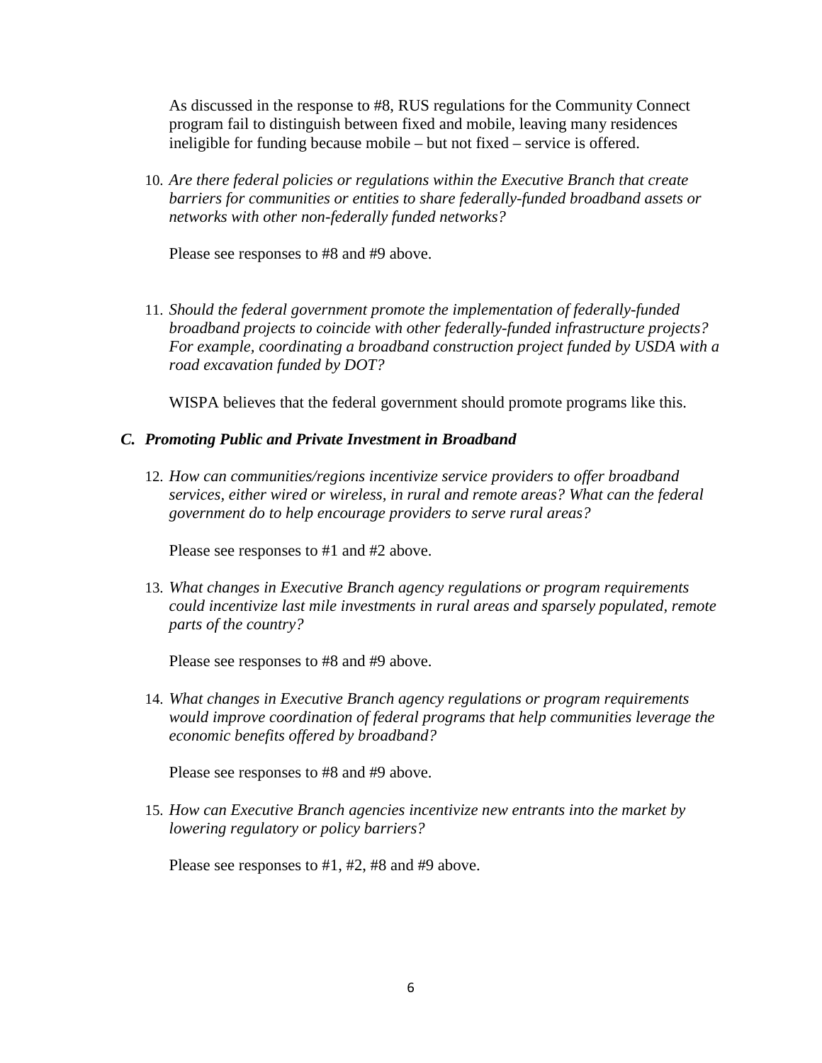As discussed in the response to #8, RUS regulations for the Community Connect program fail to distinguish between fixed and mobile, leaving many residences ineligible for funding because mobile – but not fixed – service is offered.

10. *Are there federal policies or regulations within the Executive Branch that create barriers for communities or entities to share federally-funded broadband assets or networks with other non-federally funded networks?*

    Please see responses to #8 and #9 above.

11. *Should the federal government promote the implementation of federally-funded broadband projects to coincide with other federally-funded infrastructure projects? For example, coordinating a broadband construction project funded by USDA with a road excavation funded by DOT?*

    WISPA believes that the federal government should promote programs like this.

### *C. Promoting Public and Private Investment in Broadband*

12. *How can communities/regions incentivize service providers to offer broadband services, either wired or wireless, in rural and remote areas? What can the federal government do to help encourage providers to serve rural areas?*

    Please see responses to #1 and #2 above.

13. *What changes in Executive Branch agency regulations or program requirements could incentivize last mile investments in rural areas and sparsely populated, remote parts of the country?*

    Please see responses to #8 and #9 above.

14. *What changes in Executive Branch agency regulations or program requirements would improve coordination of federal programs that help communities leverage the economic benefits offered by broadband?*

    Please see responses to #8 and #9 above.

15. *How can Executive Branch agencies incentivize new entrants into the market by lowering regulatory or policy barriers?*

    Please see responses to #1, #2, #8 and #9 above.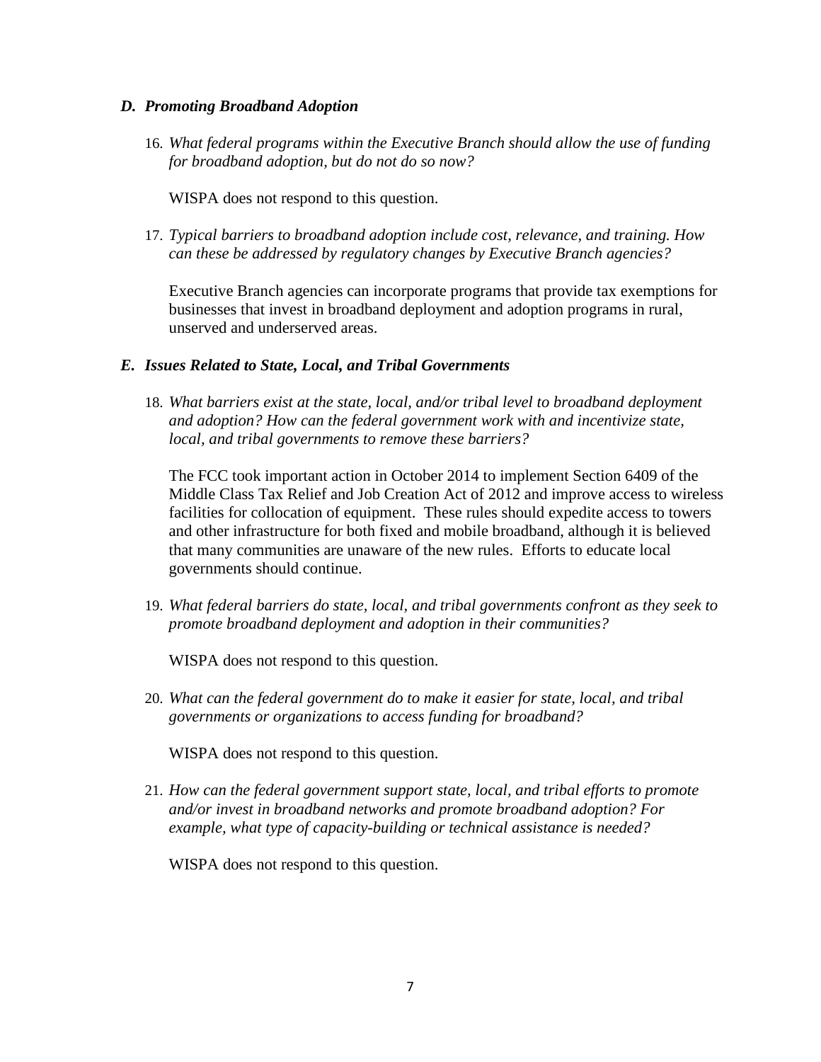### *D. Promoting Broadband Adoption*

16. *What federal programs within the Executive Branch should allow the use of funding for broadband adoption, but do not do so now?*

    WISPA does not respond to this question.

17. *Typical barriers to broadband adoption include cost, relevance, and training. How can these be addressed by regulatory changes by Executive Branch agencies?*

    Executive Branch agencies can incorporate programs that provide tax exemptions for businesses that invest in broadband deployment and adoption programs in rural, unserved and underserved areas.

### *E. Issues Related to State, Local, and Tribal Governments*

18. *What barriers exist at the state, local, and/or tribal level to broadband deployment and adoption? How can the federal government work with and incentivize state, local, and tribal governments to remove these barriers?*

    The FCC took important action in October 2014 to implement Section 6409 of the Middle Class Tax Relief and Job Creation Act of 2012 and improve access to wireless facilities for collocation of equipment. These rules should expedite access to towers and other infrastructure for both fixed and mobile broadband, although it is believed that many communities are unaware of the new rules. Efforts to educate local governments should continue.

19. *What federal barriers do state, local, and tribal governments confront as they seek to promote broadband deployment and adoption in their communities?*

    WISPA does not respond to this question.

20. *What can the federal government do to make it easier for state, local, and tribal governments or organizations to access funding for broadband?*

    WISPA does not respond to this question.

21. *How can the federal government support state, local, and tribal efforts to promote and/or invest in broadband networks and promote broadband adoption? For example, what type of capacity-building or technical assistance is needed?*

    WISPA does not respond to this question.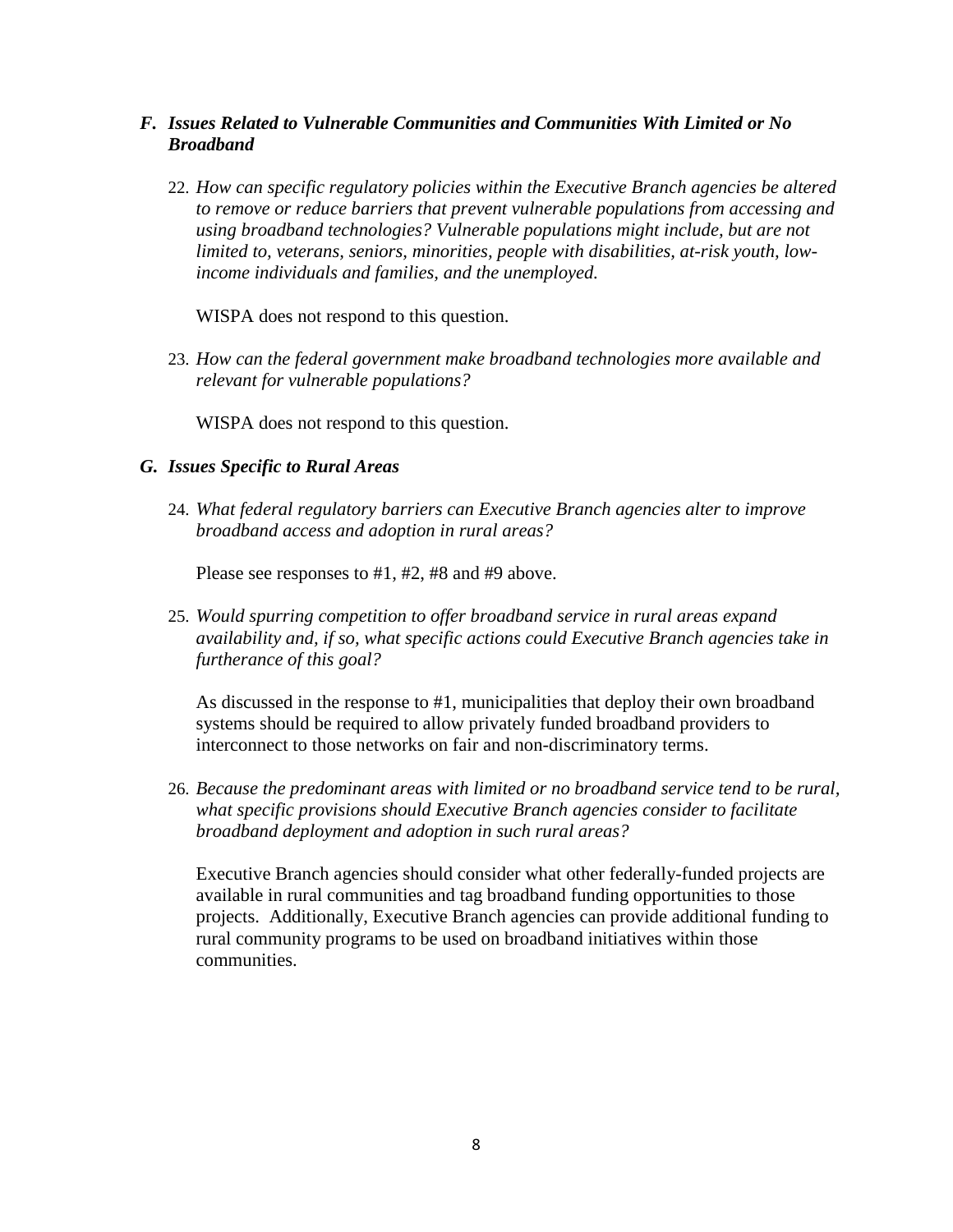### *F. Issues Related to Vulnerable Communities and Communities With Limited or No Broadband*

22. *How can specific regulatory policies within the Executive Branch agencies be altered to remove or reduce barriers that prevent vulnerable populations from accessing and using broadband technologies? Vulnerable populations might include, but are not limited to, veterans, seniors, minorities, people with disabilities, at-risk youth, low-income individuals and families, and the unemployed.*

    WISPA does not respond to this question.

23. *How can the federal government make broadband technologies more available and relevant for vulnerable populations?*

    WISPA does not respond to this question.

### *G. Issues Specific to Rural Areas*

24. *What federal regulatory barriers can Executive Branch agencies alter to improve broadband access and adoption in rural areas?*

    Please see responses to #1, #2, #8 and #9 above.

25. *Would spurring competition to offer broadband service in rural areas expand availability and, if so, what specific actions could Executive Branch agencies take in furtherance of this goal?*

    As discussed in the response to #1, municipalities that deploy their own broadband systems should be required to allow privately funded broadband providers to interconnect to those networks on fair and non-discriminatory terms.

26. *Because the predominant areas with limited or no broadband service tend to be rural, what specific provisions should Executive Branch agencies consider to facilitate broadband deployment and adoption in such rural areas?*

    Executive Branch agencies should consider what other federally-funded projects are available in rural communities and tag broadband funding opportunities to those projects. Additionally, Executive Branch agencies can provide additional funding to rural community programs to be used on broadband initiatives within those communities.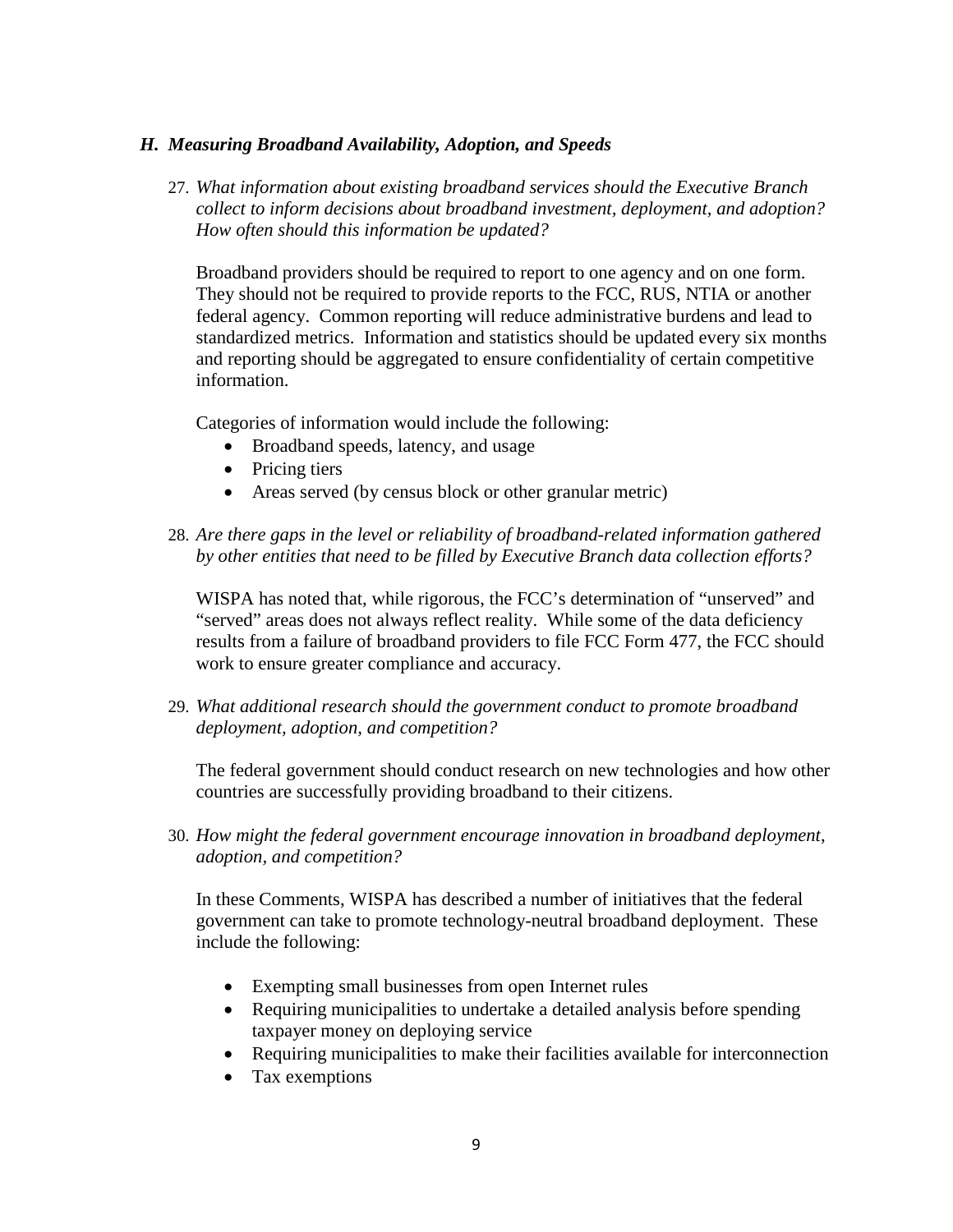### *H. Measuring Broadband Availability, Adoption, and Speeds*

27. *What information about existing broadband services should the Executive Branch collect to inform decisions about broadband investment, deployment, and adoption? How often should this information be updated?*

    Broadband providers should be required to report to one agency and on one form. They should not be required to provide reports to the FCC, RUS, NTIA or another federal agency. Common reporting will reduce administrative burdens and lead to standardized metrics. Information and statistics should be updated every six months and reporting should be aggregated to ensure confidentiality of certain competitive information.

    Categories of information would include the following:

    - Broadband speeds, latency, and usage
    - Pricing tiers
    - Areas served (by census block or other granular metric)

28. *Are there gaps in the level or reliability of broadband-related information gathered by other entities that need to be filled by Executive Branch data collection efforts?*

    WISPA has noted that, while rigorous, the FCC's determination of "unserved" and "served" areas does not always reflect reality. While some of the data deficiency results from a failure of broadband providers to file FCC Form 477, the FCC should work to ensure greater compliance and accuracy.

29. *What additional research should the government conduct to promote broadband deployment, adoption, and competition?*

    The federal government should conduct research on new technologies and how other countries are successfully providing broadband to their citizens.

30. *How might the federal government encourage innovation in broadband deployment, adoption, and competition?*

    In these Comments, WISPA has described a number of initiatives that the federal government can take to promote technology-neutral broadband deployment. These include the following:

    - Exempting small businesses from open Internet rules
    - Requiring municipalities to undertake a detailed analysis before spending taxpayer money on deploying service
    - Requiring municipalities to make their facilities available for interconnection
    - Tax exemptions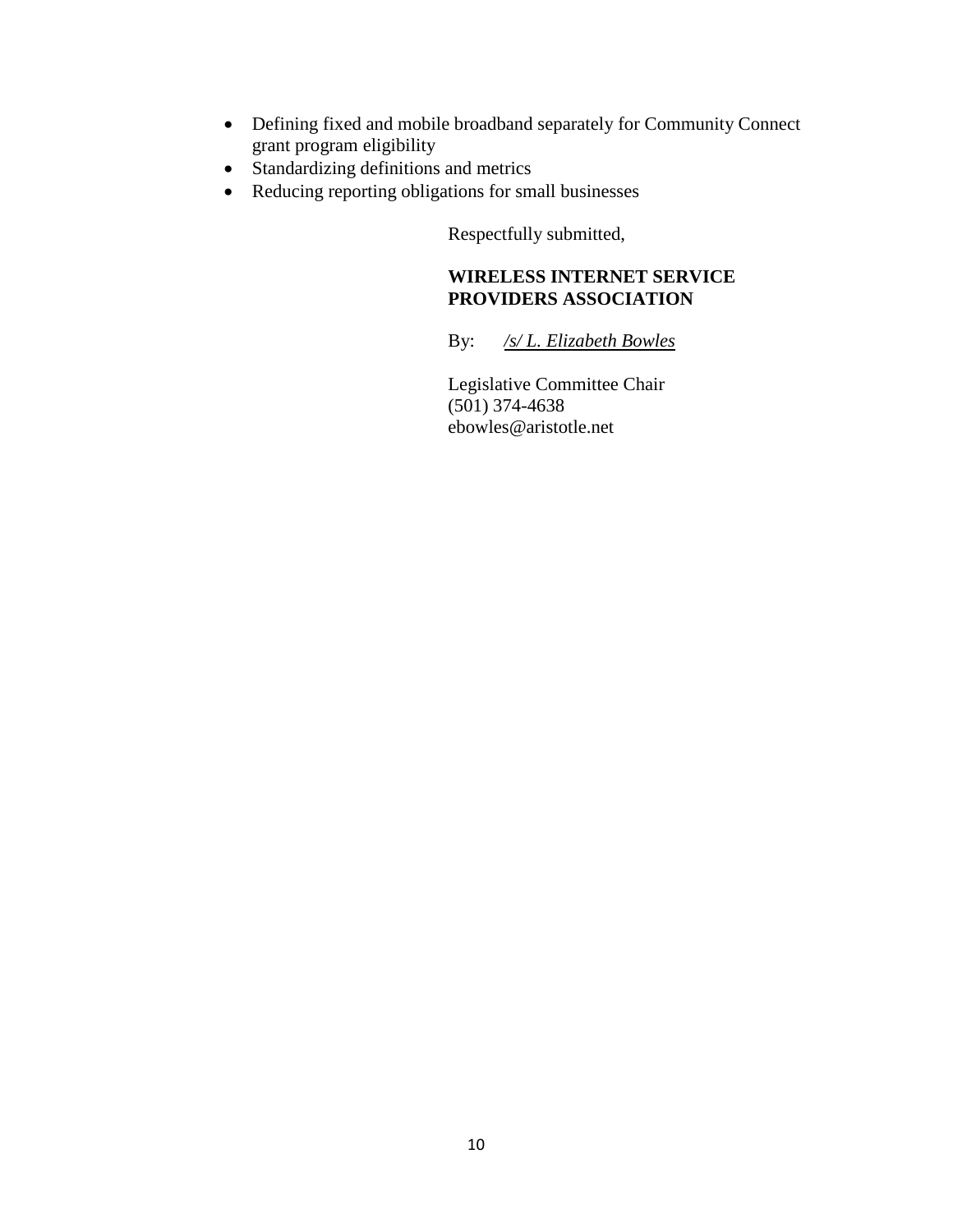- Defining fixed and mobile broadband separately for Community Connect grant program eligibility
- Standardizing definitions and metrics
- Reducing reporting obligations for small businesses

Respectfully submitted,

**WIRELESS INTERNET SERVICE PROVIDERS ASSOCIATION**

By: *<u>/s/ L. Elizabeth Bowles</u>*

Legislative Committee Chair
(501) 374-4638
ebowles@aristotle.net